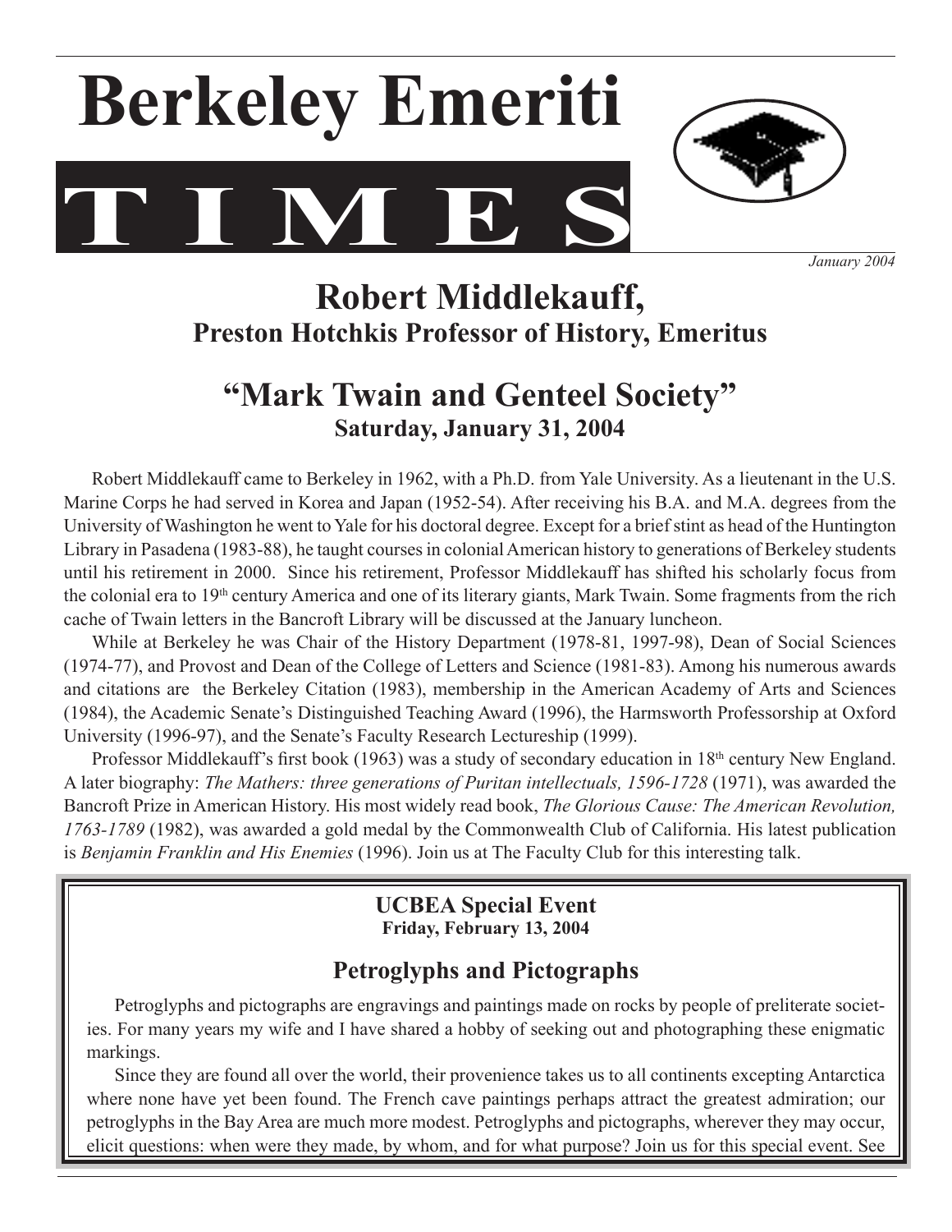# Berkeley Emeriti TIMES

*January 2004*

## Robert Middlekauff,
### Preston Hotchkis Professor of History, Emeritus

## "Mark Twain and Genteel Society"
### Saturday, January 31, 2004

Robert Middlekauff came to Berkeley in 1962, with a Ph.D. from Yale University. As a lieutenant in the U.S. Marine Corps he had served in Korea and Japan (1952-54). After receiving his B.A. and M.A. degrees from the University of Washington he went to Yale for his doctoral degree. Except for a brief stint as head of the Huntington Library in Pasadena (1983-88), he taught courses in colonial American history to generations of Berkeley students until his retirement in 2000. Since his retirement, Professor Middlekauff has shifted his scholarly focus from the colonial era to 19th century America and one of its literary giants, Mark Twain. Some fragments from the rich cache of Twain letters in the Bancroft Library will be discussed at the January luncheon.

While at Berkeley he was Chair of the History Department (1978-81, 1997-98), Dean of Social Sciences (1974-77), and Provost and Dean of the College of Letters and Science (1981-83). Among his numerous awards and citations are the Berkeley Citation (1983), membership in the American Academy of Arts and Sciences (1984), the Academic Senate's Distinguished Teaching Award (1996), the Harmsworth Professorship at Oxford University (1996-97), and the Senate's Faculty Research Lectureship (1999).

Professor Middlekauff's first book (1963) was a study of secondary education in 18th century New England. A later biography: *The Mathers: three generations of Puritan intellectuals, 1596-1728* (1971), was awarded the Bancroft Prize in American History. His most widely read book, *The Glorious Cause: The American Revolution, 1763-1789* (1982), was awarded a gold medal by the Commonwealth Club of California. His latest publication is *Benjamin Franklin and His Enemies* (1996). Join us at The Faculty Club for this interesting talk.

---

**UCBEA Special Event**
**Friday, February 13, 2004**

### Petroglyphs and Pictographs

Petroglyphs and pictographs are engravings and paintings made on rocks by people of preliterate societies. For many years my wife and I have shared a hobby of seeking out and photographing these enigmatic markings.

Since they are found all over the world, their provenience takes us to all continents excepting Antarctica where none have yet been found. The French cave paintings perhaps attract the greatest admiration; our petroglyphs in the Bay Area are much more modest. Petroglyphs and pictographs, wherever they may occur, elicit questions: when were they made, by whom, and for what purpose? Join us for this special event. See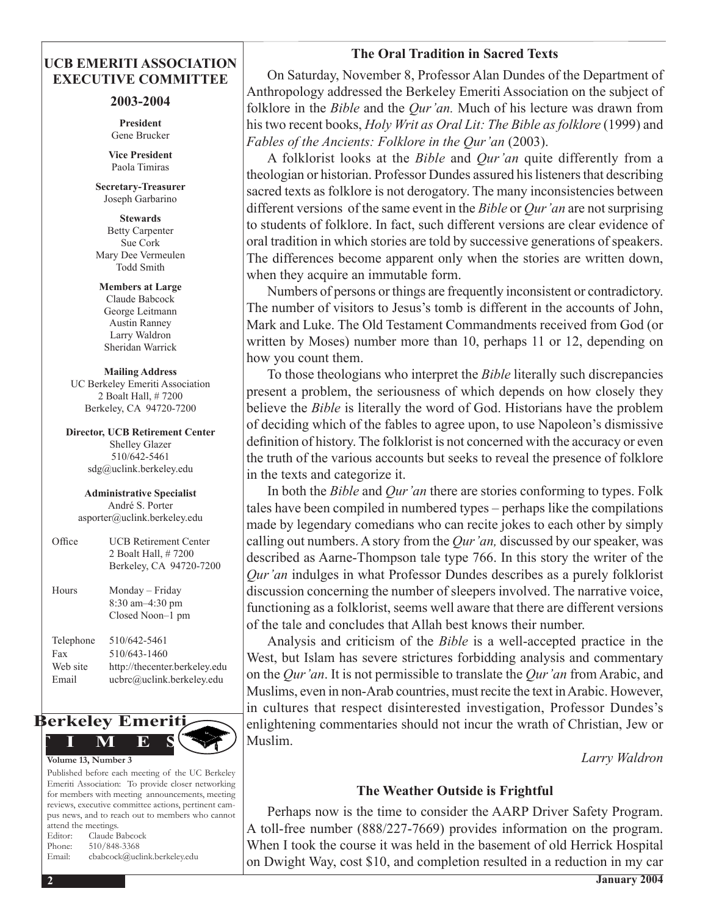## UCB EMERITI ASSOCIATION EXECUTIVE COMMITTEE

### 2003-2004

**President**
Gene Brucker

**Vice President**
Paola Timiras

**Secretary-Treasurer**
Joseph Garbarino

**Stewards**
Betty Carpenter
Sue Cork
Mary Dee Vermeulen
Todd Smith

**Members at Large**
Claude Babcock
George Leitmann
Austin Ranney
Larry Waldron
Sheridan Warrick

**Mailing Address**
UC Berkeley Emeriti Association
2 Boalt Hall, # 7200
Berkeley, CA 94720-7200

**Director, UCB Retirement Center**
Shelley Glazer
510/642-5461
sdg@uclink.berkeley.edu

**Administrative Specialist**
André S. Porter
asporter@uclink.berkeley.edu

| | |
|---|---|
| Office | UCB Retirement Center<br>2 Boalt Hall, # 7200<br>Berkeley, CA 94720-7200 |
| Hours | Monday – Friday<br>8:30 am–4:30 pm<br>Closed Noon–1 pm |
| Telephone | 510/642-5461 |
| Fax | 510/643-1460 |
| Web site | http://thecenter.berkeley.edu |
| Email | ucbrc@uclink.berkeley.edu |

**Berkeley Emeriti TIMES**

**Volume 13, Number 3**

Published before each meeting of the UC Berkeley Emeriti Association: To provide closer networking for members with meeting announcements, meeting reviews, executive committee actions, pertinent campus news, and to reach out to members who cannot attend the meetings.

Editor: Claude Babcock
Phone: 510/848-3368
Email: cbabcock@uclink.berkeley.edu

## The Oral Tradition in Sacred Texts

On Saturday, November 8, Professor Alan Dundes of the Department of Anthropology addressed the Berkeley Emeriti Association on the subject of folklore in the *Bible* and the *Qur'an.* Much of his lecture was drawn from his two recent books, *Holy Writ as Oral Lit: The Bible as folklore* (1999) and *Fables of the Ancients: Folklore in the Qur'an* (2003).

A folklorist looks at the *Bible* and *Qur'an* quite differently from a theologian or historian. Professor Dundes assured his listeners that describing sacred texts as folklore is not derogatory. The many inconsistencies between different versions of the same event in the *Bible* or *Qur'an* are not surprising to students of folklore. In fact, such different versions are clear evidence of oral tradition in which stories are told by successive generations of speakers. The differences become apparent only when the stories are written down, when they acquire an immutable form.

Numbers of persons or things are frequently inconsistent or contradictory. The number of visitors to Jesus's tomb is different in the accounts of John, Mark and Luke. The Old Testament Commandments received from God (or written by Moses) number more than 10, perhaps 11 or 12, depending on how you count them.

To those theologians who interpret the *Bible* literally such discrepancies present a problem, the seriousness of which depends on how closely they believe the *Bible* is literally the word of God. Historians have the problem of deciding which of the fables to agree upon, to use Napoleon's dismissive definition of history. The folklorist is not concerned with the accuracy or even the truth of the various accounts but seeks to reveal the presence of folklore in the texts and categorize it.

In both the *Bible* and *Qur'an* there are stories conforming to types. Folk tales have been compiled in numbered types – perhaps like the compilations made by legendary comedians who can recite jokes to each other by simply calling out numbers. A story from the *Qur'an,* discussed by our speaker, was described as Aarne-Thompson tale type 766. In this story the writer of the *Qur'an* indulges in what Professor Dundes describes as a purely folklorist discussion concerning the number of sleepers involved. The narrative voice, functioning as a folklorist, seems well aware that there are different versions of the tale and concludes that Allah best knows their number.

Analysis and criticism of the *Bible* is a well-accepted practice in the West, but Islam has severe strictures forbidding analysis and commentary on the *Qur'an*. It is not permissible to translate the *Qur'an* from Arabic, and Muslims, even in non-Arab countries, must recite the text in Arabic. However, in cultures that respect disinterested investigation, Professor Dundes's enlightening commentaries should not incur the wrath of Christian, Jew or Muslim.

*Larry Waldron*

## The Weather Outside is Frightful

Perhaps now is the time to consider the AARP Driver Safety Program. A toll-free number (888/227-7669) provides information on the program. When I took the course it was held in the basement of old Herrick Hospital on Dwight Way, cost $10, and completion resulted in a reduction in my car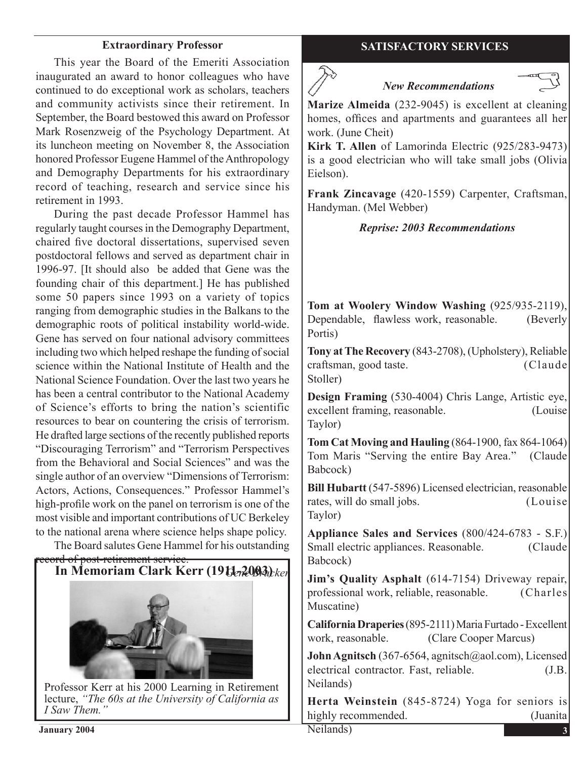### Extraordinary Professor

This year the Board of the Emeriti Association inaugurated an award to honor colleagues who have continued to do exceptional work as scholars, teachers and community activists since their retirement. In September, the Board bestowed this award on Professor Mark Rosenzweig of the Psychology Department. At its luncheon meeting on November 8, the Association honored Professor Eugene Hammel of the Anthropology and Demography Departments for his extraordinary record of teaching, research and service since his retirement in 1993.

During the past decade Professor Hammel has regularly taught courses in the Demography Department, chaired five doctoral dissertations, supervised seven postdoctoral fellows and served as department chair in 1996-97. [It should also be added that Gene was the founding chair of this department.] He has published some 50 papers since 1993 on a variety of topics ranging from demographic studies in the Balkans to the demographic roots of political instability world-wide. Gene has served on four national advisory committees including two which helped reshape the funding of social science within the National Institute of Health and the National Science Foundation. Over the last two years he has been a central contributor to the National Academy of Science's efforts to bring the nation's scientific resources to bear on countering the crisis of terrorism. He drafted large sections of the recently published reports "Discouraging Terrorism" and "Terrorism Perspectives from the Behavioral and Social Sciences" and was the single author of an overview "Dimensions of Terrorism: Actors, Actions, Consequences." Professor Hammel's high-profile work on the panel on terrorism is one of the most visible and important contributions of UC Berkeley to the national arena where science helps shape policy.

The Board salutes Gene Hammel for his outstanding record of post-retirement service.

*Gene Brucker*

## In Memoriam Clark Kerr (1911-2003)

Professor Kerr at his 2000 Learning in Retirement lecture, *"The 60s at the University of California as I Saw Them."*

## SATISFACTORY SERVICES

### *New Recommendations*

**Marize Almeida** (232-9045) is excellent at cleaning homes, offices and apartments and guarantees all her work. (June Cheit)

**Kirk T. Allen** of Lamorinda Electric (925/283-9473) is a good electrician who will take small jobs (Olivia Eielson).

**Frank Zincavage** (420-1559) Carpenter, Craftsman, Handyman. (Mel Webber)

### *Reprise: 2003 Recommendations*

**Tom at Woolery Window Washing** (925/935-2119), Dependable, flawless work, reasonable. (Beverly Portis)

**Tony at The Recovery** (843-2708), (Upholstery), Reliable craftsman, good taste. (Claude Stoller)

**Design Framing** (530-4004) Chris Lange, Artistic eye, excellent framing, reasonable. (Louise Taylor)

**Tom Cat Moving and Hauling** (864-1900, fax 864-1064) Tom Maris "Serving the entire Bay Area." (Claude Babcock)

**Bill Hubartt** (547-5896) Licensed electrician, reasonable rates, will do small jobs. (Louise Taylor)

**Appliance Sales and Services** (800/424-6783 - S.F.) Small electric appliances. Reasonable. (Claude Babcock)

**Jim's Quality Asphalt** (614-7154) Driveway repair, professional work, reliable, reasonable. (Charles Muscatine)

**California Draperies** (895-2111) Maria Furtado - Excellent work, reasonable. (Clare Cooper Marcus)

**John Agnitsch** (367-6564, agnitsch@aol.com), Licensed electrical contractor. Fast, reliable. (J.B. Neilands)

**Herta Weinstein** (845-8724) Yoga for seniors is highly recommended. (Juanita Neilands)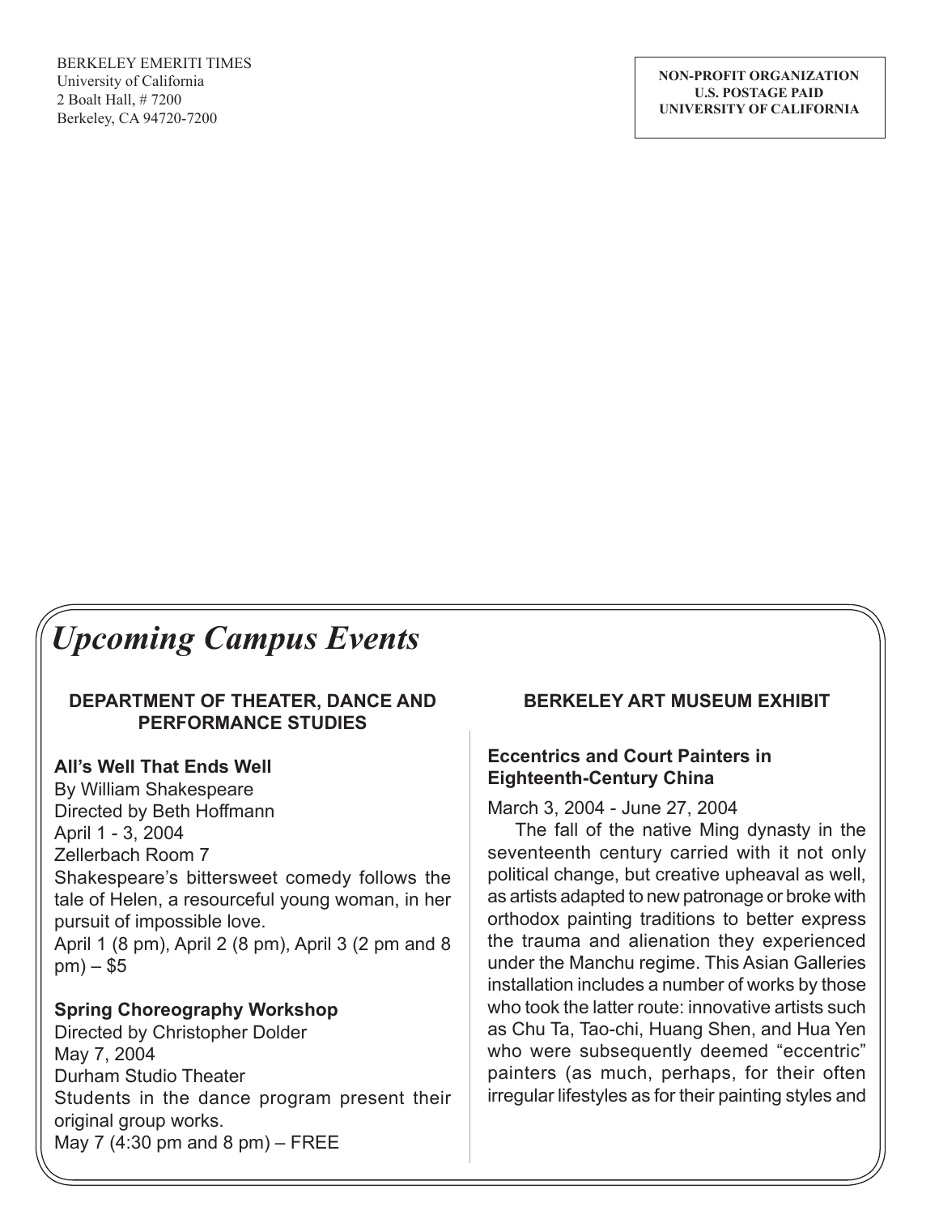BERKELEY EMERITI TIMES
University of California
2 Boalt Hall, # 7200
Berkeley, CA 94720-7200

**NON-PROFIT ORGANIZATION**
**U.S. POSTAGE PAID**
**UNIVERSITY OF CALIFORNIA**

# *Upcoming Campus Events*

## DEPARTMENT OF THEATER, DANCE AND PERFORMANCE STUDIES

**All's Well That Ends Well**
By William Shakespeare
Directed by Beth Hoffmann
April 1 - 3, 2004
Zellerbach Room 7
Shakespeare's bittersweet comedy follows the tale of Helen, a resourceful young woman, in her pursuit of impossible love.
April 1 (8 pm), April 2 (8 pm), April 3 (2 pm and 8 pm) – $5

**Spring Choreography Workshop**
Directed by Christopher Dolder
May 7, 2004
Durham Studio Theater
Students in the dance program present their original group works.
May 7 (4:30 pm and 8 pm) – FREE

## BERKELEY ART MUSEUM EXHIBIT

**Eccentrics and Court Painters in Eighteenth-Century China**

March 3, 2004 - June 27, 2004

The fall of the native Ming dynasty in the seventeenth century carried with it not only political change, but creative upheaval as well, as artists adapted to new patronage or broke with orthodox painting traditions to better express the trauma and alienation they experienced under the Manchu regime. This Asian Galleries installation includes a number of works by those who took the latter route: innovative artists such as Chu Ta, Tao-chi, Huang Shen, and Hua Yen who were subsequently deemed "eccentric" painters (as much, perhaps, for their often irregular lifestyles as for their painting styles and